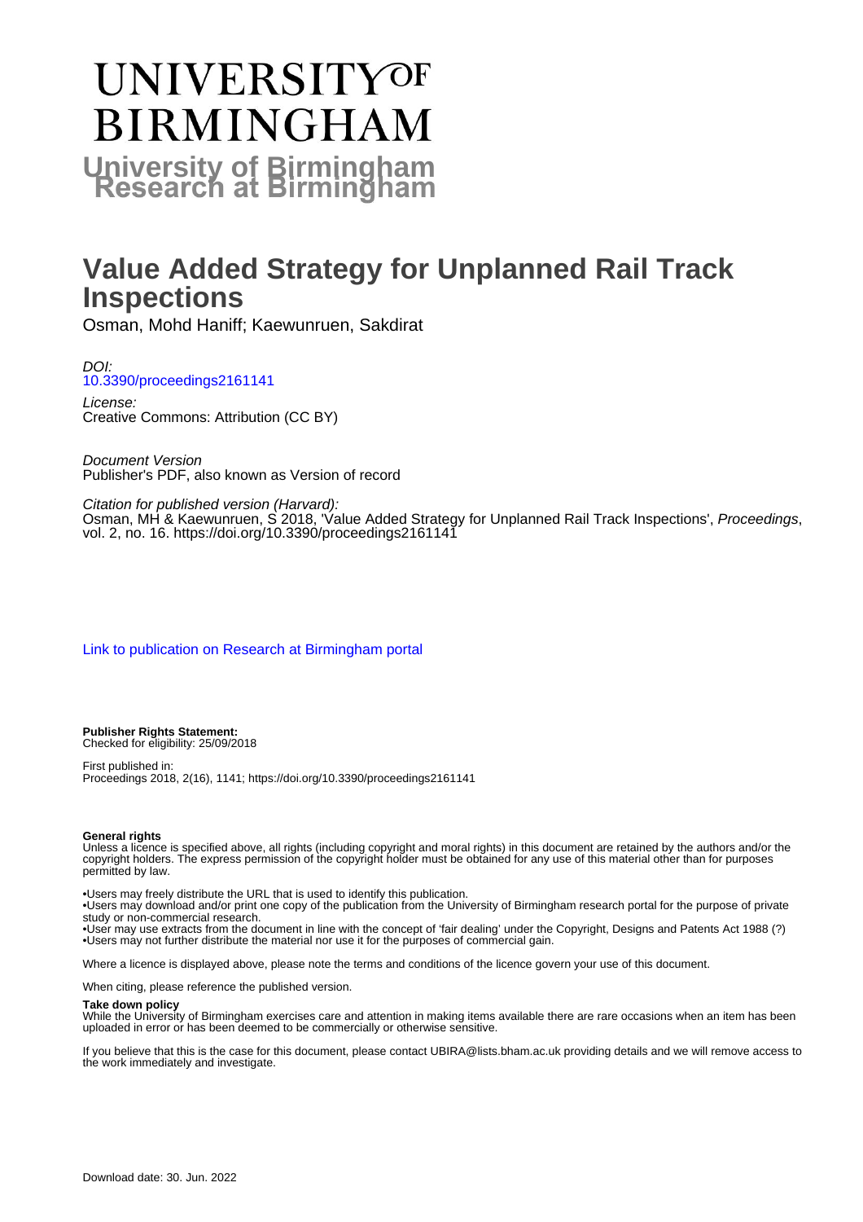# UNIVERSITY OF BIRMINGHAM

## University of Birmingham Research at Birmingham

# Value Added Strategy for Unplanned Rail Track Inspections

Osman, Mohd Haniff; Kaewunruen, Sakdirat

*DOI:*
10.3390/proceedings2161141

*License:*
Creative Commons: Attribution (CC BY)

*Document Version*
Publisher's PDF, also known as Version of record

*Citation for published version (Harvard):*
Osman, MH & Kaewunruen, S 2018, 'Value Added Strategy for Unplanned Rail Track Inspections', *Proceedings*, vol. 2, no. 16. https://doi.org/10.3390/proceedings2161141

Link to publication on Research at Birmingham portal

**Publisher Rights Statement:**
Checked for eligibility: 25/09/2018

First published in:
Proceedings 2018, 2(16), 1141; https://doi.org/10.3390/proceedings2161141

**General rights**
Unless a licence is specified above, all rights (including copyright and moral rights) in this document are retained by the authors and/or the copyright holders. The express permission of the copyright holder must be obtained for any use of this material other than for purposes permitted by law.

- •Users may freely distribute the URL that is used to identify this publication.
- •Users may download and/or print one copy of the publication from the University of Birmingham research portal for the purpose of private study or non-commercial research.
- •User may use extracts from the document in line with the concept of 'fair dealing' under the Copyright, Designs and Patents Act 1988 (?)
- •Users may not further distribute the material nor use it for the purposes of commercial gain.

Where a licence is displayed above, please note the terms and conditions of the licence govern your use of this document.

When citing, please reference the published version.

**Take down policy**
While the University of Birmingham exercises care and attention in making items available there are rare occasions when an item has been uploaded in error or has been deemed to be commercially or otherwise sensitive.

If you believe that this is the case for this document, please contact UBIRA@lists.bham.ac.uk providing details and we will remove access to the work immediately and investigate.

Download date: 30. Jun. 2022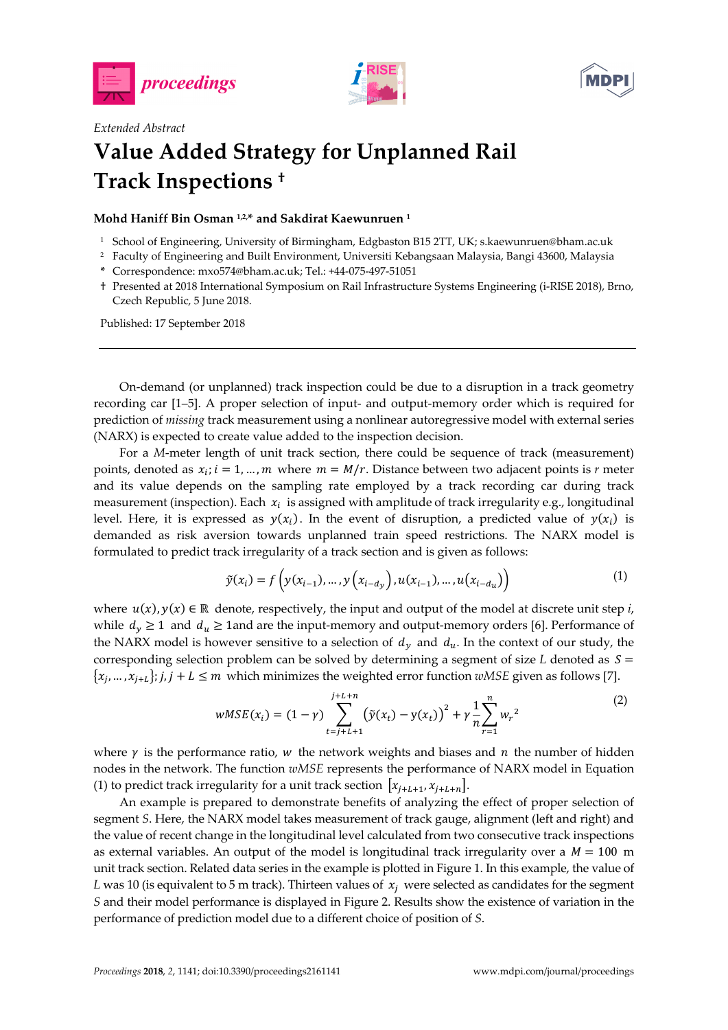Extended Abstract

# Value Added Strategy for Unplanned Rail Track Inspections †

**Mohd Haniff Bin Osman [1,2,*] and Sakdirat Kaewunruen [1]**

[1] School of Engineering, University of Birmingham, Edgbaston B15 2TT, UK; s.kaewunruen@bham.ac.uk
[2] Faculty of Engineering and Built Environment, Universiti Kebangsaan Malaysia, Bangi 43600, Malaysia
\* Correspondence: mxo574@bham.ac.uk; Tel.: +44-075-497-51051
† Presented at 2018 International Symposium on Rail Infrastructure Systems Engineering (i-RISE 2018), Brno, Czech Republic, 5 June 2018.

Published: 17 September 2018

---

On-demand (or unplanned) track inspection could be due to a disruption in a track geometry recording car [1–5]. A proper selection of input- and output-memory order which is required for prediction of *missing* track measurement using a nonlinear autoregressive model with external series (NARX) is expected to create value added to the inspection decision.

For a *M*-meter length of unit track section, there could be sequence of track (measurement) points, denoted as $x_i; i = 1, \ldots, m$ where $m = M/r$. Distance between two adjacent points is $r$ meter and its value depends on the sampling rate employed by a track recording car during track measurement (inspection). Each $x_i$ is assigned with amplitude of track irregularity e.g., longitudinal level. Here, it is expressed as $y(x_i)$. In the event of disruption, a predicted value of $y(x_i)$ is demanded as risk aversion towards unplanned train speed restrictions. The NARX model is formulated to predict track irregularity of a track section and is given as follows:

$$\tilde{y}(x_i) = f\left(y(x_{i-1}), \ldots, y\left(x_{i-d_y}\right), u(x_{i-1}), \ldots, u\left(x_{i-d_u}\right)\right) \tag{1}$$

where $u(x), y(x) \in \mathbb{R}$ denote, respectively, the input and output of the model at discrete unit step $i$, while $d_y \geq 1$ and $d_u \geq 1$and are the input-memory and output-memory orders [6]. Performance of the NARX model is however sensitive to a selection of $d_y$ and $d_u$. In the context of our study, the corresponding selection problem can be solved by determining a segment of size $L$ denoted as $S = \{x_j, \ldots, x_{j+L}\}; j, j + L \leq m$ which minimizes the weighted error function *wMSE* given as follows [7].

$$wMSE(x_i) = (1 - \gamma) \sum_{t=j+L+1}^{j+L+n} \left(\tilde{y}(x_t) - y(x_t)\right)^2 + \gamma \frac{1}{n} \sum_{r=1}^{n} {w_r}^2 \tag{2}$$

where $\gamma$ is the performance ratio, $w$ the network weights and biases and $n$ the number of hidden nodes in the network. The function *wMSE* represents the performance of NARX model in Equation (1) to predict track irregularity for a unit track section $\left[x_{j+L+1}, x_{j+L+n}\right]$.

An example is prepared to demonstrate benefits of analyzing the effect of proper selection of segment $S$. Here, the NARX model takes measurement of track gauge, alignment (left and right) and the value of recent change in the longitudinal level calculated from two consecutive track inspections as external variables. An output of the model is longitudinal track irregularity over a $M = 100$ m unit track section. Related data series in the example is plotted in Figure 1. In this example, the value of $L$ was 10 (is equivalent to 5 m track). Thirteen values of $x_j$ were selected as candidates for the segment $S$ and their model performance is displayed in Figure 2. Results show the existence of variation in the performance of prediction model due to a different choice of position of $S$.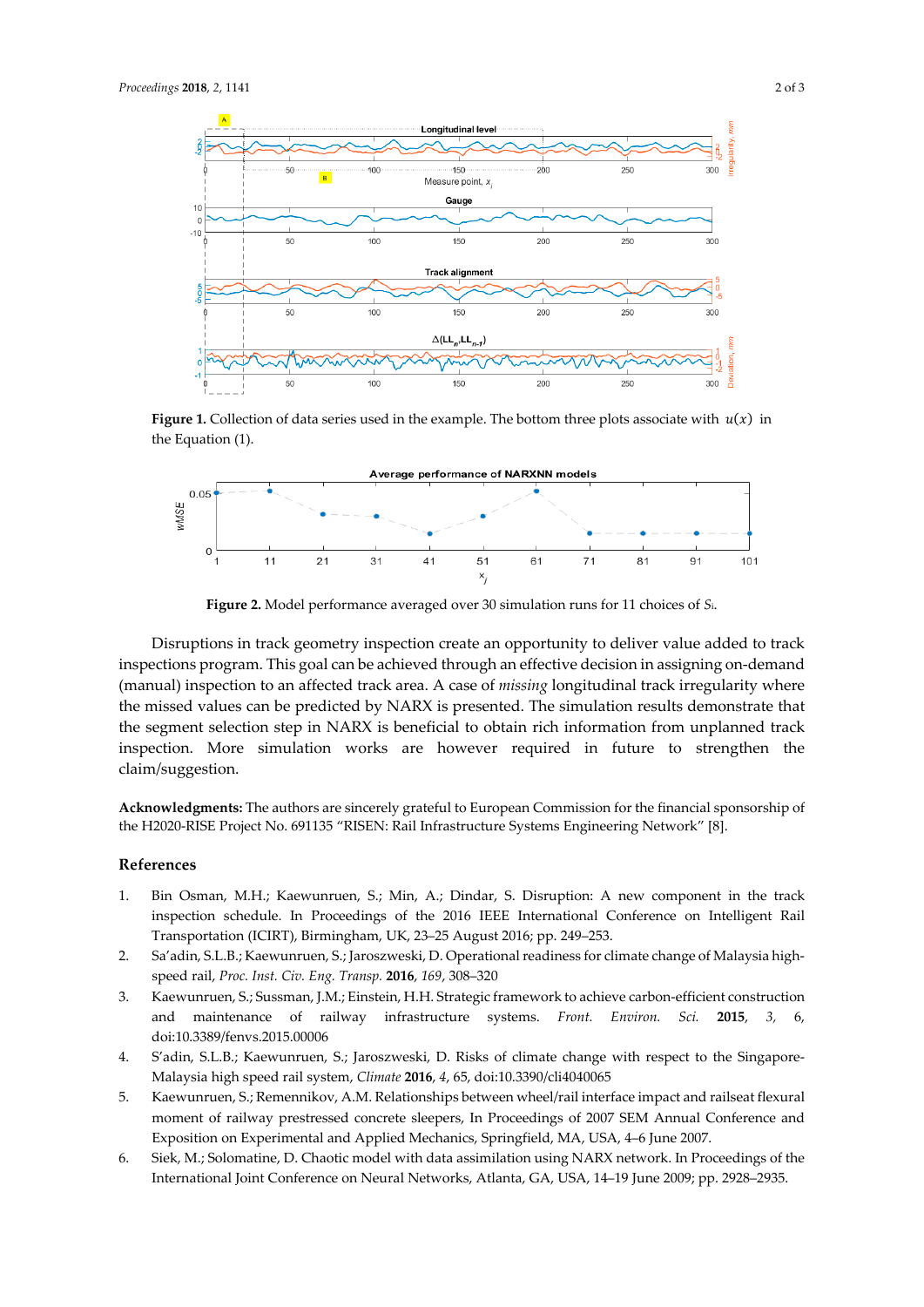**Figure 1.** Collection of data series used in the example. The bottom three plots associate with $u(x)$ in the Equation (1).

**Figure 2.** Model performance averaged over 30 simulation runs for 11 choices of $S_i$.

Disruptions in track geometry inspection create an opportunity to deliver value added to track inspections program. This goal can be achieved through an effective decision in assigning on-demand (manual) inspection to an affected track area. A case of *missing* longitudinal track irregularity where the missed values can be predicted by NARX is presented. The simulation results demonstrate that the segment selection step in NARX is beneficial to obtain rich information from unplanned track inspection. More simulation works are however required in future to strengthen the claim/suggestion.

**Acknowledgments:** The authors are sincerely grateful to European Commission for the financial sponsorship of the H2020-RISE Project No. 691135 "RISEN: Rail Infrastructure Systems Engineering Network" [8].

## References

1. Bin Osman, M.H.; Kaewunruen, S.; Min, A.; Dindar, S. Disruption: A new component in the track inspection schedule. In Proceedings of the 2016 IEEE International Conference on Intelligent Rail Transportation (ICIRT), Birmingham, UK, 23–25 August 2016; pp. 249–253.
2. Sa'adin, S.L.B.; Kaewunruen, S.; Jaroszweski, D. Operational readiness for climate change of Malaysia high-speed rail, *Proc. Inst. Civ. Eng. Transp.* **2016**, *169*, 308–320
3. Kaewunruen, S.; Sussman, J.M.; Einstein, H.H. Strategic framework to achieve carbon-efficient construction and maintenance of railway infrastructure systems. *Front. Environ. Sci.* **2015**, *3*, 6, doi:10.3389/fenvs.2015.00006
4. S'adin, S.L.B.; Kaewunruen, S.; Jaroszweski, D. Risks of climate change with respect to the Singapore-Malaysia high speed rail system, *Climate* **2016**, *4*, 65, doi:10.3390/cli4040065
5. Kaewunruen, S.; Remennikov, A.M. Relationships between wheel/rail interface impact and railseat flexural moment of railway prestressed concrete sleepers, In Proceedings of 2007 SEM Annual Conference and Exposition on Experimental and Applied Mechanics, Springfield, MA, USA, 4–6 June 2007.
6. Siek, M.; Solomatine, D. Chaotic model with data assimilation using NARX network. In Proceedings of the International Joint Conference on Neural Networks, Atlanta, GA, USA, 14–19 June 2009; pp. 2928–2935.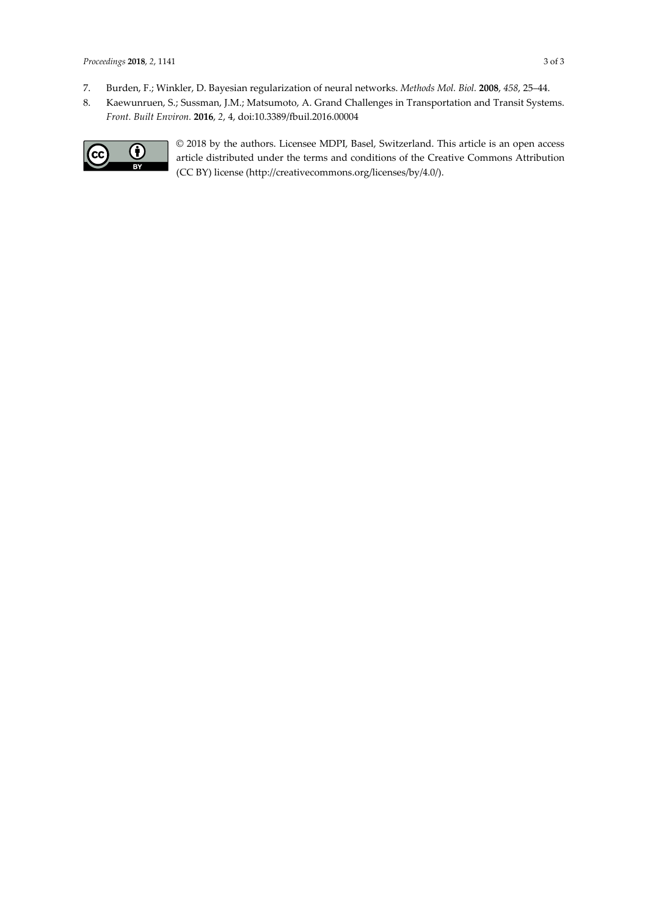7. Burden, F.; Winkler, D. Bayesian regularization of neural networks. *Methods Mol. Biol.* **2008**, *458*, 25–44.
8. Kaewunruen, S.; Sussman, J.M.; Matsumoto, A. Grand Challenges in Transportation and Transit Systems. *Front. Built Environ.* **2016**, *2*, 4, doi:10.3389/fbuil.2016.00004

© 2018 by the authors. Licensee MDPI, Basel, Switzerland. This article is an open access article distributed under the terms and conditions of the Creative Commons Attribution (CC BY) license (http://creativecommons.org/licenses/by/4.0/).